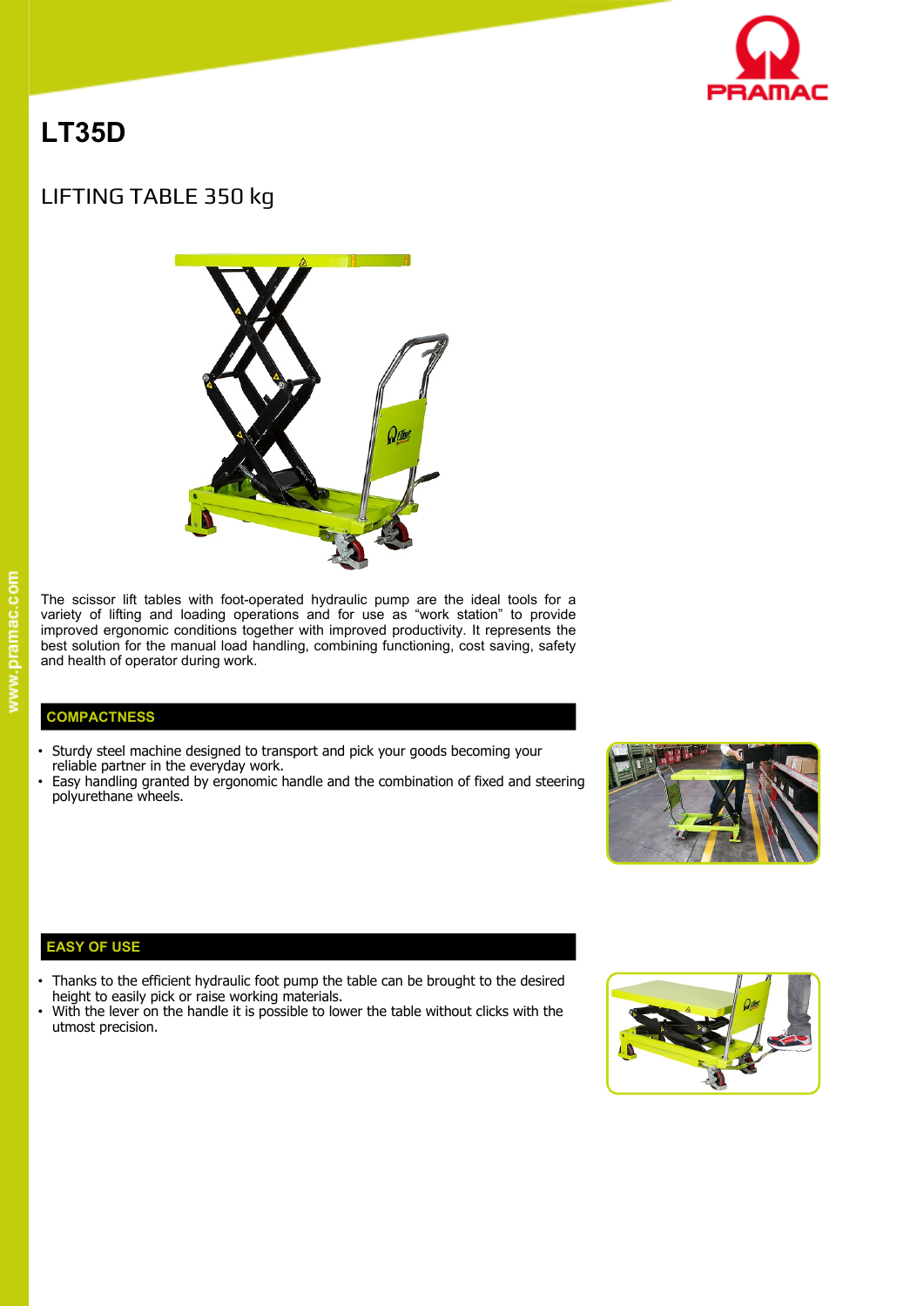# LT35D

## LIFTING TABLE 350 kg

The scissor lift tables with foot-operated hydraulic pump are the ideal tools for a variety of lifting and loading operations and for use as "work station" to provide improved ergonomic conditions together with improved productivity. It represents the best solution for the manual load handling, combining functioning, cost saving, safety and health of operator during work.

### COMPACTNESS

- Sturdy steel machine designed to transport and pick your goods becoming your reliable partner in the everyday work.
- Easy handling granted by ergonomic handle and the combination of fixed and steering polyurethane wheels.

### EASY OF USE

- Thanks to the efficient hydraulic foot pump the table can be brought to the desired height to easily pick or raise working materials.
- With the lever on the handle it is possible to lower the table without clicks with the utmost precision.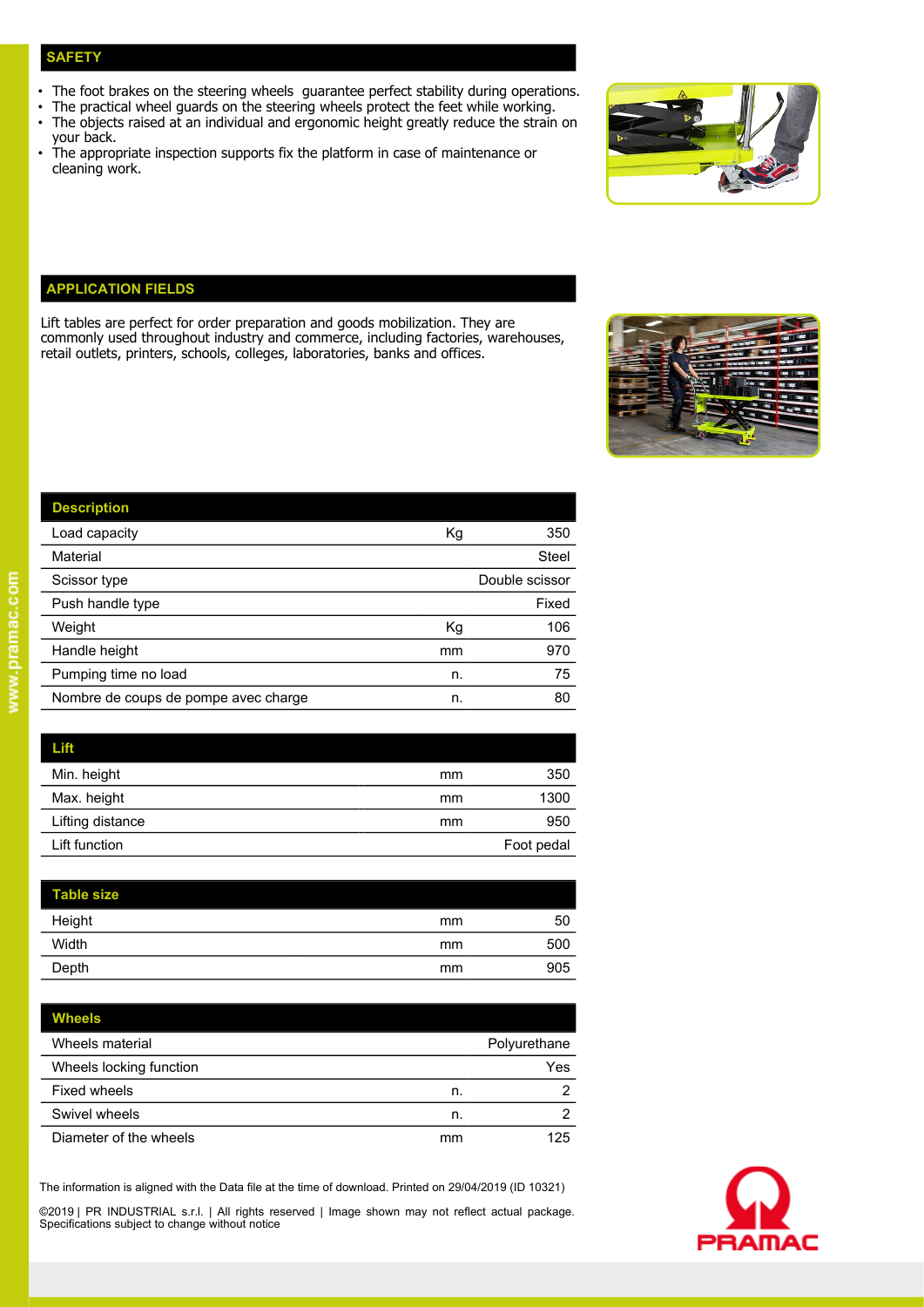## SAFETY

- The foot brakes on the steering wheels guarantee perfect stability during operations.
- The practical wheel guards on the steering wheels protect the feet while working.
- The objects raised at an individual and ergonomic height greatly reduce the strain on your back.
- The appropriate inspection supports fix the platform in case of maintenance or cleaning work.

## APPLICATION FIELDS

Lift tables are perfect for order preparation and goods mobilization. They are commonly used throughout industry and commerce, including factories, warehouses, retail outlets, printers, schools, colleges, laboratories, banks and offices.

| Description | | |
|---|---|---|
| Load capacity | Kg | 350 |
| Material | | Steel |
| Scissor type | | Double scissor |
| Push handle type | | Fixed |
| Weight | Kg | 106 |
| Handle height | mm | 970 |
| Pumping time no load | n. | 75 |
| Nombre de coups de pompe avec charge | n. | 80 |

| Lift | | |
|---|---|---|
| Min. height | mm | 350 |
| Max. height | mm | 1300 |
| Lifting distance | mm | 950 |
| Lift function | | Foot pedal |

| Table size | | |
|---|---|---|
| Height | mm | 50 |
| Width | mm | 500 |
| Depth | mm | 905 |

| Wheels | | |
|---|---|---|
| Wheels material | | Polyurethane |
| Wheels locking function | | Yes |
| Fixed wheels | n. | 2 |
| Swivel wheels | n. | 2 |
| Diameter of the wheels | mm | 125 |

The information is aligned with the Data file at the time of download. Printed on 29/04/2019 (ID 10321)

©2019 | PR INDUSTRIAL s.r.l. | All rights reserved | Image shown may not reflect actual package. Specifications subject to change without notice

PRAMAC

www.pramac.com